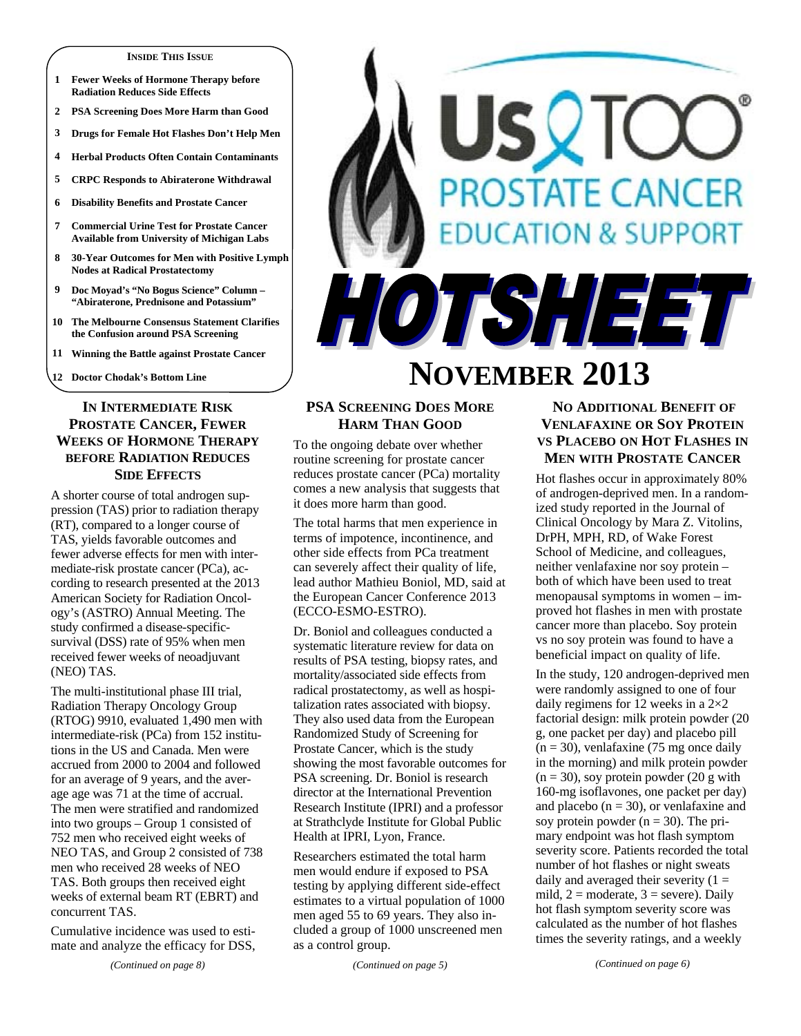**INSIDE THIS ISSUE**

1. Fewer Weeks of Hormone Therapy before Radiation Reduces Side Effects
2. PSA Screening Does More Harm than Good
3. Drugs for Female Hot Flashes Don't Help Men
4. Herbal Products Often Contain Contaminants
5. CRPC Responds to Abiraterone Withdrawal
6. Disability Benefits and Prostate Cancer
7. Commercial Urine Test for Prostate Cancer Available from University of Michigan Labs
8. 30-Year Outcomes for Men with Positive Lymph Nodes at Radical Prostatectomy
9. Doc Moyad's "No Bogus Science" Column – "Abiraterone, Prednisone and Potassium"
10. The Melbourne Consensus Statement Clarifies the Confusion around PSA Screening
11. Winning the Battle against Prostate Cancer
12. Doctor Chodak's Bottom Line

# US TOO® PROSTATE CANCER EDUCATION & SUPPORT

# HOTSHEET

# NOVEMBER 2013

## IN INTERMEDIATE RISK PROSTATE CANCER, FEWER WEEKS OF HORMONE THERAPY BEFORE RADIATION REDUCES SIDE EFFECTS

A shorter course of total androgen suppression (TAS) prior to radiation therapy (RT), compared to a longer course of TAS, yields favorable outcomes and fewer adverse effects for men with intermediate-risk prostate cancer (PCa), according to research presented at the 2013 American Society for Radiation Oncology's (ASTRO) Annual Meeting. The study confirmed a disease-specific-survival (DSS) rate of 95% when men received fewer weeks of neoadjuvant (NEO) TAS.

The multi-institutional phase III trial, Radiation Therapy Oncology Group (RTOG) 9910, evaluated 1,490 men with intermediate-risk (PCa) from 152 institutions in the US and Canada. Men were accrued from 2000 to 2004 and followed for an average of 9 years, and the average age was 71 at the time of accrual. The men were stratified and randomized into two groups – Group 1 consisted of 752 men who received eight weeks of NEO TAS, and Group 2 consisted of 738 men who received 28 weeks of NEO TAS. Both groups then received eight weeks of external beam RT (EBRT) and concurrent TAS.

Cumulative incidence was used to estimate and analyze the efficacy for DSS,

*(Continued on page 8)*

## PSA SCREENING DOES MORE HARM THAN GOOD

To the ongoing debate over whether routine screening for prostate cancer reduces prostate cancer (PCa) mortality comes a new analysis that suggests that it does more harm than good.

The total harms that men experience in terms of impotence, incontinence, and other side effects from PCa treatment can severely affect their quality of life, lead author Mathieu Boniol, MD, said at the European Cancer Conference 2013 (ECCO-ESMO-ESTRO).

Dr. Boniol and colleagues conducted a systematic literature review for data on results of PSA testing, biopsy rates, and mortality/associated side effects from radical prostatectomy, as well as hospitalization rates associated with biopsy. They also used data from the European Randomized Study of Screening for Prostate Cancer, which is the study showing the most favorable outcomes for PSA screening. Dr. Boniol is research director at the International Prevention Research Institute (IPRI) and a professor at Strathclyde Institute for Global Public Health at IPRI, Lyon, France.

Researchers estimated the total harm men would endure if exposed to PSA testing by applying different side-effect estimates to a virtual population of 1000 men aged 55 to 69 years. They also included a group of 1000 unscreened men as a control group.

*(Continued on page 5)*

## NO ADDITIONAL BENEFIT OF VENLAFAXINE OR SOY PROTEIN VS PLACEBO ON HOT FLASHES IN MEN WITH PROSTATE CANCER

Hot flashes occur in approximately 80% of androgen-deprived men. In a randomized study reported in the Journal of Clinical Oncology by Mara Z. Vitolins, DrPH, MPH, RD, of Wake Forest School of Medicine, and colleagues, neither venlafaxine nor soy protein – both of which have been used to treat menopausal symptoms in women – improved hot flashes in men with prostate cancer more than placebo. Soy protein vs no soy protein was found to have a beneficial impact on quality of life.

In the study, 120 androgen-deprived men were randomly assigned to one of four daily regimens for 12 weeks in a 2×2 factorial design: milk protein powder (20 g, one packet per day) and placebo pill ($n = 30$), venlafaxine (75 mg once daily in the morning) and milk protein powder ($n = 30$), soy protein powder (20 g with 160-mg isoflavones, one packet per day) and placebo ($n = 30$), or venlafaxine and soy protein powder ($n = 30$). The primary endpoint was hot flash symptom severity score. Patients recorded the total number of hot flashes or night sweats daily and averaged their severity (1 = mild, 2 = moderate, 3 = severe). Daily hot flash symptom severity score was calculated as the number of hot flashes times the severity ratings, and a weekly

*(Continued on page 6)*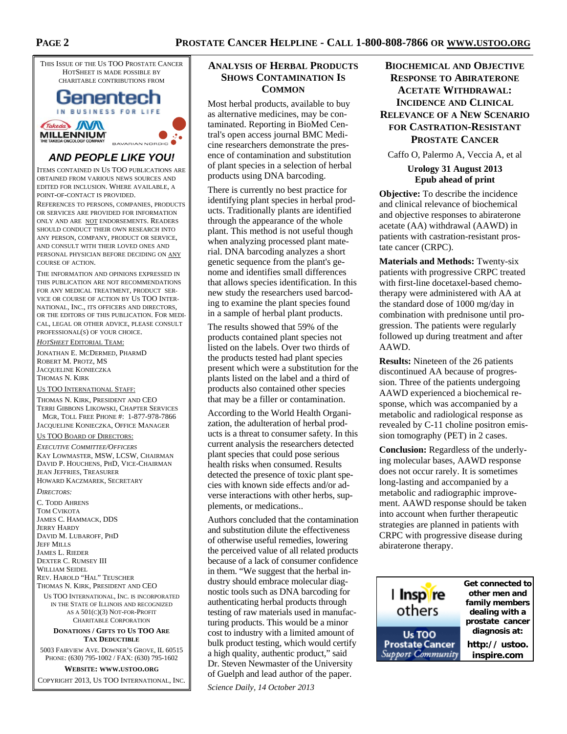This issue of the Us TOO Prostate Cancer HotSheet is made possible by charitable contributions from

Genentech
IN BUSINESS FOR LIFE

Takeda MILLENNIUM THE TAKEDA ONCOLOGY COMPANY

BAVARIAN NORDIC

***AND PEOPLE LIKE YOU!***

Items contained in Us TOO publications are obtained from various news sources and edited for inclusion. Where available, a point-of-contact is provided.

References to persons, companies, products or services are provided for information only and are not endorsements. Readers should conduct their own research into any person, company, product or service, and consult with their loved ones and personal physician before deciding on any course of action.

The information and opinions expressed in this publication are not recommendations for any medical treatment, product service or course of action by Us TOO International, Inc., its officers and directors, or the editors of this publication. For medical, legal or other advice, please consult professional(s) of your choice.

*HotSheet* Editorial Team:

Jonathan E. McDermed, PharmD
Robert M. Protz, MS
Jacqueline Konieczka
Thomas N. Kirk

Us TOO International Staff:

Thomas N. Kirk, President and CEO
Terri Gibbons Likowski, Chapter Services Mgr, Toll Free Phone #: 1-877-978-7866
Jacqueline Konieczka, Office Manager

Us TOO Board of Directors:

*Executive Committee/Officers*
Kay Lowmaster, MSW, LCSW, Chairman
David P. Houchens, PhD, Vice-Chairman
Jean Jeffries, Treasurer
Howard Kaczmarek, Secretary

*Directors:*
C. Todd Ahrens
Tom Cvikota
James C. Hammack, DDS
Jerry Hardy
David M. Lubaroff, PhD
Jeff Mills
James L. Rieder
Dexter C. Rumsey III
William Seidel
Rev. Harold "Hal" Teuscher
Thomas N. Kirk, President and CEO

Us TOO International, Inc. is incorporated in the State of Illinois and recognized as a 501(c)(3) Not-For-Profit Charitable Corporation

**Donations / Gifts to Us TOO Are Tax Deductible**

5003 Fairview Ave. Downer's Grove, IL 60515
Phone: (630) 795-1002 / Fax: (630) 795-1602

**Website: www.ustoo.org**

Copyright 2013, Us TOO International, Inc.

## Analysis of Herbal Products Shows Contamination Is Common

Most herbal products, available to buy as alternative medicines, may be contaminated. Reporting in BioMed Central's open access journal BMC Medicine researchers demonstrate the presence of contamination and substitution of plant species in a selection of herbal products using DNA barcoding.

There is currently no best practice for identifying plant species in herbal products. Traditionally plants are identified through the appearance of the whole plant. This method is not useful though when analyzing processed plant material. DNA barcoding analyzes a short genetic sequence from the plant's genome and identifies small differences that allows species identification. In this new study the researchers used barcoding to examine the plant species found in a sample of herbal plant products.

The results showed that 59% of the products contained plant species not listed on the labels. Over two thirds of the products tested had plant species present which were a substitution for the plants listed on the label and a third of products also contained other species that may be a filler or contamination.

According to the World Health Organization, the adulteration of herbal products is a threat to consumer safety. In this current analysis the researchers detected plant species that could pose serious health risks when consumed. Results detected the presence of toxic plant species with known side effects and/or adverse interactions with other herbs, supplements, or medications..

Authors concluded that the contamination and substitution dilute the effectiveness of otherwise useful remedies, lowering the perceived value of all related products because of a lack of consumer confidence in them. "We suggest that the herbal industry should embrace molecular diagnostic tools such as DNA barcoding for authenticating herbal products through testing of raw materials used in manufacturing products. This would be a minor cost to industry with a limited amount of bulk product testing, which would certify a high quality, authentic product," said Dr. Steven Newmaster of the University of Guelph and lead author of the paper.

*Science Daily, 14 October 2013*

## Biochemical and Objective Response to Abiraterone Acetate Withdrawal: Incidence and Clinical Relevance of a New Scenario for Castration-Resistant Prostate Cancer

Caffo O, Palermo A, Veccia A, et al

**Urology 31 August 2013**
**Epub ahead of print**

**Objective:** To describe the incidence and clinical relevance of biochemical and objective responses to abiraterone acetate (AA) withdrawal (AAWD) in patients with castration-resistant prostate cancer (CRPC).

**Materials and Methods:** Twenty-six patients with progressive CRPC treated with first-line docetaxel-based chemotherapy were administered with AA at the standard dose of 1000 mg/day in combination with prednisone until progression. The patients were regularly followed up during treatment and after AAWD.

**Results:** Nineteen of the 26 patients discontinued AA because of progression. Three of the patients undergoing AAWD experienced a biochemical response, which was accompanied by a metabolic and radiological response as revealed by C-11 choline positron emission tomography (PET) in 2 cases.

**Conclusion:** Regardless of the underlying molecular bases, AAWD response does not occur rarely. It is sometimes long-lasting and accompanied by a metabolic and radiographic improvement. AAWD response should be taken into account when further therapeutic strategies are planned in patients with CRPC with progressive disease during abiraterone therapy.

I Inspire others
Us TOO Prostate Cancer Support Community

**Get connected to other men and family members dealing with a prostate cancer diagnosis at:**

**http:// ustoo. inspire.com**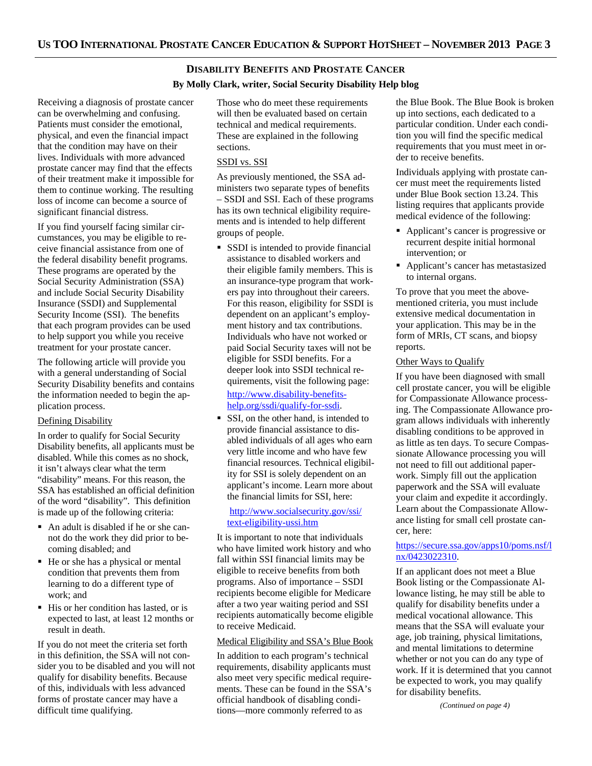## Disability Benefits and Prostate Cancer

**By Molly Clark, writer, Social Security Disability Help blog**

Receiving a diagnosis of prostate cancer can be overwhelming and confusing. Patients must consider the emotional, physical, and even the financial impact that the condition may have on their lives. Individuals with more advanced prostate cancer may find that the effects of their treatment make it impossible for them to continue working. The resulting loss of income can become a source of significant financial distress.

If you find yourself facing similar circumstances, you may be eligible to receive financial assistance from one of the federal disability benefit programs. These programs are operated by the Social Security Administration (SSA) and include Social Security Disability Insurance (SSDI) and Supplemental Security Income (SSI). The benefits that each program provides can be used to help support you while you receive treatment for your prostate cancer.

The following article will provide you with a general understanding of Social Security Disability benefits and contains the information needed to begin the application process.

### Defining Disability

In order to qualify for Social Security Disability benefits, all applicants must be disabled. While this comes as no shock, it isn't always clear what the term "disability" means. For this reason, the SSA has established an official definition of the word "disability". This definition is made up of the following criteria:

- An adult is disabled if he or she cannot do the work they did prior to becoming disabled; and
- He or she has a physical or mental condition that prevents them from learning to do a different type of work; and
- His or her condition has lasted, or is expected to last, at least 12 months or result in death.

If you do not meet the criteria set forth in this definition, the SSA will not consider you to be disabled and you will not qualify for disability benefits. Because of this, individuals with less advanced forms of prostate cancer may have a difficult time qualifying.

Those who do meet these requirements will then be evaluated based on certain technical and medical requirements. These are explained in the following sections.

### SSDI vs. SSI

As previously mentioned, the SSA administers two separate types of benefits – SSDI and SSI. Each of these programs has its own technical eligibility requirements and is intended to help different groups of people.

- SSDI is intended to provide financial assistance to disabled workers and their eligible family members. This is an insurance-type program that workers pay into throughout their careers. For this reason, eligibility for SSDI is dependent on an applicant's employment history and tax contributions. Individuals who have not worked or paid Social Security taxes will not be eligible for SSDI benefits. For a deeper look into SSDI technical requirements, visit the following page: http://www.disability-benefits-help.org/ssdi/qualify-for-ssdi.
- SSI, on the other hand, is intended to provide financial assistance to disabled individuals of all ages who earn very little income and who have few financial resources. Technical eligibility for SSI is solely dependent on an applicant's income. Learn more about the financial limits for SSI, here: http://www.socialsecurity.gov/ssi/text-eligibility-ussi.htm

It is important to note that individuals who have limited work history and who fall within SSI financial limits may be eligible to receive benefits from both programs. Also of importance – SSDI recipients become eligible for Medicare after a two year waiting period and SSI recipients automatically become eligible to receive Medicaid.

### Medical Eligibility and SSA's Blue Book

In addition to each program's technical requirements, disability applicants must also meet very specific medical requirements. These can be found in the SSA's official handbook of disabling conditions—more commonly referred to as the Blue Book. The Blue Book is broken up into sections, each dedicated to a particular condition. Under each condition you will find the specific medical requirements that you must meet in order to receive benefits.

Individuals applying with prostate cancer must meet the requirements listed under Blue Book section 13.24. This listing requires that applicants provide medical evidence of the following:

- Applicant's cancer is progressive or recurrent despite initial hormonal intervention; or
- Applicant's cancer has metastasized to internal organs.

To prove that you meet the above-mentioned criteria, you must include extensive medical documentation in your application. This may be in the form of MRIs, CT scans, and biopsy reports.

### Other Ways to Qualify

If you have been diagnosed with small cell prostate cancer, you will be eligible for Compassionate Allowance processing. The Compassionate Allowance program allows individuals with inherently disabling conditions to be approved in as little as ten days. To secure Compassionate Allowance processing you will not need to fill out additional paperwork. Simply fill out the application paperwork and the SSA will evaluate your claim and expedite it accordingly. Learn about the Compassionate Allowance listing for small cell prostate cancer, here:

https://secure.ssa.gov/apps10/poms.nsf/lnx/0423022310.

If an applicant does not meet a Blue Book listing or the Compassionate Allowance listing, he may still be able to qualify for disability benefits under a medical vocational allowance. This means that the SSA will evaluate your age, job training, physical limitations, and mental limitations to determine whether or not you can do any type of work. If it is determined that you cannot be expected to work, you may qualify for disability benefits.

*(Continued on page 4)*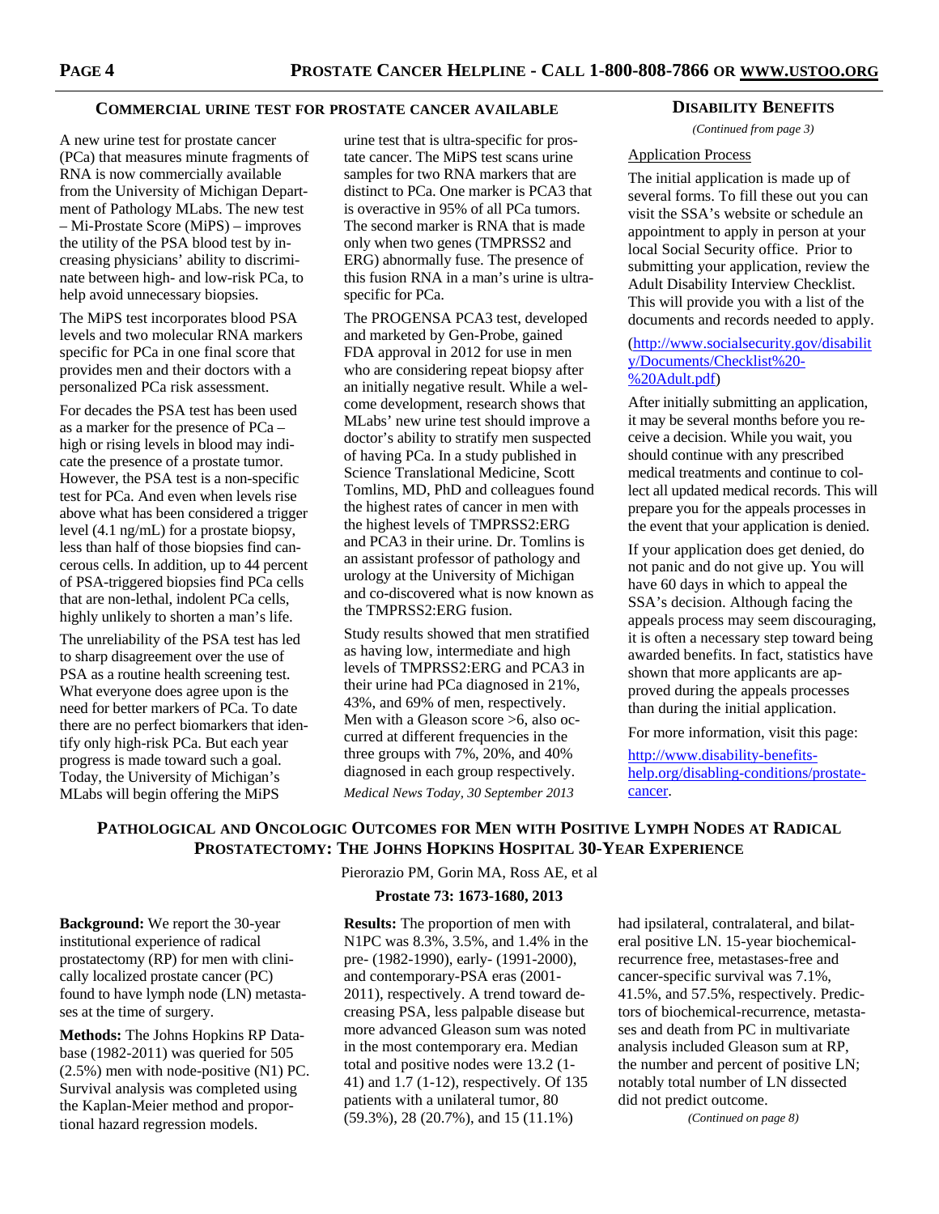## Commercial urine test for prostate cancer available

A new urine test for prostate cancer (PCa) that measures minute fragments of RNA is now commercially available from the University of Michigan Department of Pathology MLabs. The new test – Mi-Prostate Score (MiPS) – improves the utility of the PSA blood test by increasing physicians' ability to discriminate between high- and low-risk PCa, to help avoid unnecessary biopsies.

The MiPS test incorporates blood PSA levels and two molecular RNA markers specific for PCa in one final score that provides men and their doctors with a personalized PCa risk assessment.

For decades the PSA test has been used as a marker for the presence of PCa – high or rising levels in blood may indicate the presence of a prostate tumor. However, the PSA test is a non-specific test for PCa. And even when levels rise above what has been considered a trigger level (4.1 ng/mL) for a prostate biopsy, less than half of those biopsies find cancerous cells. In addition, up to 44 percent of PSA-triggered biopsies find PCa cells that are non-lethal, indolent PCa cells, highly unlikely to shorten a man's life.

The unreliability of the PSA test has led to sharp disagreement over the use of PSA as a routine health screening test. What everyone does agree upon is the need for better markers of PCa. To date there are no perfect biomarkers that identify only high-risk PCa. But each year progress is made toward such a goal. Today, the University of Michigan's MLabs will begin offering the MiPS urine test that is ultra-specific for prostate cancer. The MiPS test scans urine samples for two RNA markers that are distinct to PCa. One marker is PCA3 that is overactive in 95% of all PCa tumors. The second marker is RNA that is made only when two genes (TMPRSS2 and ERG) abnormally fuse. The presence of this fusion RNA in a man's urine is ultra-specific for PCa.

The PROGENSA PCA3 test, developed and marketed by Gen-Probe, gained FDA approval in 2012 for use in men who are considering repeat biopsy after an initially negative result. While a welcome development, research shows that MLabs' new urine test should improve a doctor's ability to stratify men suspected of having PCa. In a study published in Science Translational Medicine, Scott Tomlins, MD, PhD and colleagues found the highest rates of cancer in men with the highest levels of TMPRSS2:ERG and PCA3 in their urine. Dr. Tomlins is an assistant professor of pathology and urology at the University of Michigan and co-discovered what is now known as the TMPRSS2:ERG fusion.

Study results showed that men stratified as having low, intermediate and high levels of TMPRSS2:ERG and PCA3 in their urine had PCa diagnosed in 21%, 43%, and 69% of men, respectively. Men with a Gleason score >6, also occurred at different frequencies in the three groups with 7%, 20%, and 40% diagnosed in each group respectively.

*Medical News Today, 30 September 2013*

## Disability Benefits

*(Continued from page 3)*

Application Process

The initial application is made up of several forms. To fill these out you can visit the SSA's website or schedule an appointment to apply in person at your local Social Security office. Prior to submitting your application, review the Adult Disability Interview Checklist. This will provide you with a list of the documents and records needed to apply.

(http://www.socialsecurity.gov/disability/Documents/Checklist%20-%20Adult.pdf)

After initially submitting an application, it may be several months before you receive a decision. While you wait, you should continue with any prescribed medical treatments and continue to collect all updated medical records. This will prepare you for the appeals processes in the event that your application is denied.

If your application does get denied, do not panic and do not give up. You will have 60 days in which to appeal the SSA's decision. Although facing the appeals process may seem discouraging, it is often a necessary step toward being awarded benefits. In fact, statistics have shown that more applicants are approved during the appeals processes than during the initial application.

For more information, visit this page:

http://www.disability-benefits-help.org/disabling-conditions/prostate-cancer.

## Pathological and Oncologic Outcomes for Men with Positive Lymph Nodes at Radical Prostatectomy: The Johns Hopkins Hospital 30-Year Experience

Pierorazio PM, Gorin MA, Ross AE, et al

**Prostate 73: 1673-1680, 2013**

**Background:** We report the 30-year institutional experience of radical prostatectomy (RP) for men with clinically localized prostate cancer (PC) found to have lymph node (LN) metastases at the time of surgery.

**Methods:** The Johns Hopkins RP Database (1982-2011) was queried for 505 (2.5%) men with node-positive (N1) PC. Survival analysis was completed using the Kaplan-Meier method and proportional hazard regression models.

**Results:** The proportion of men with N1PC was 8.3%, 3.5%, and 1.4% in the pre- (1982-1990), early- (1991-2000), and contemporary-PSA eras (2001-2011), respectively. A trend toward decreasing PSA, less palpable disease but more advanced Gleason sum was noted in the most contemporary era. Median total and positive nodes were 13.2 (1-41) and 1.7 (1-12), respectively. Of 135 patients with a unilateral tumor, 80 (59.3%), 28 (20.7%), and 15 (11.1%) had ipsilateral, contralateral, and bilateral positive LN. 15-year biochemical-recurrence free, metastases-free and cancer-specific survival was 7.1%, 41.5%, and 57.5%, respectively. Predictors of biochemical-recurrence, metastases and death from PC in multivariate analysis included Gleason sum at RP, the number and percent of positive LN; notably total number of LN dissected did not predict outcome.

*(Continued on page 8)*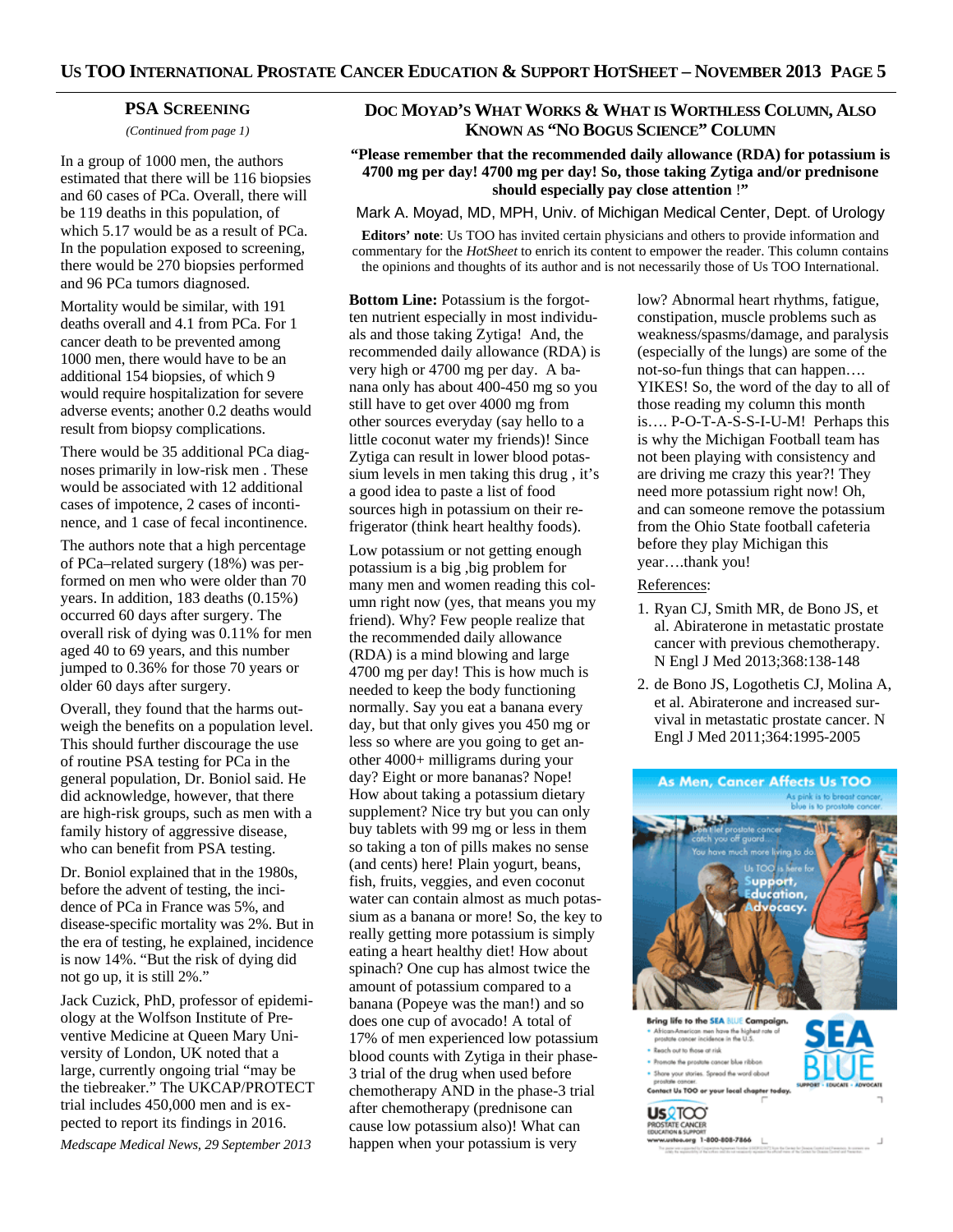## PSA Screening

*(Continued from page 1)*

In a group of 1000 men, the authors estimated that there will be 116 biopsies and 60 cases of PCa. Overall, there will be 119 deaths in this population, of which 5.17 would be as a result of PCa. In the population exposed to screening, there would be 270 biopsies performed and 96 PCa tumors diagnosed.

Mortality would be similar, with 191 deaths overall and 4.1 from PCa. For 1 cancer death to be prevented among 1000 men, there would have to be an additional 154 biopsies, of which 9 would require hospitalization for severe adverse events; another 0.2 deaths would result from biopsy complications.

There would be 35 additional PCa diagnoses primarily in low-risk men . These would be associated with 12 additional cases of impotence, 2 cases of incontinence, and 1 case of fecal incontinence.

The authors note that a high percentage of PCa–related surgery (18%) was performed on men who were older than 70 years. In addition, 183 deaths (0.15%) occurred 60 days after surgery. The overall risk of dying was 0.11% for men aged 40 to 69 years, and this number jumped to 0.36% for those 70 years or older 60 days after surgery.

Overall, they found that the harms outweigh the benefits on a population level. This should further discourage the use of routine PSA testing for PCa in the general population, Dr. Boniol said. He did acknowledge, however, that there are high-risk groups, such as men with a family history of aggressive disease, who can benefit from PSA testing.

Dr. Boniol explained that in the 1980s, before the advent of testing, the incidence of PCa in France was 5%, and disease-specific mortality was 2%. But in the era of testing, he explained, incidence is now 14%. "But the risk of dying did not go up, it is still 2%."

Jack Cuzick, PhD, professor of epidemiology at the Wolfson Institute of Preventive Medicine at Queen Mary University of London, UK noted that a large, currently ongoing trial "may be the tiebreaker." The UKCAP/PROTECT trial includes 450,000 men and is expected to report its findings in 2016.

*Medscape Medical News, 29 September 2013*

## Doc Moyad's What Works & What is Worthless Column, Also Known as "No Bogus Science" Column

**"Please remember that the recommended daily allowance (RDA) for potassium is 4700 mg per day! 4700 mg per day! So, those taking Zytiga and/or prednisone should especially pay close attention !"**

Mark A. Moyad, MD, MPH, Univ. of Michigan Medical Center, Dept. of Urology

**Editors' note**: Us TOO has invited certain physicians and others to provide information and commentary for the *HotSheet* to enrich its content to empower the reader. This column contains the opinions and thoughts of its author and is not necessarily those of Us TOO International.

**Bottom Line:** Potassium is the forgotten nutrient especially in most individuals and those taking Zytiga! And, the recommended daily allowance (RDA) is very high or 4700 mg per day. A banana only has about 400-450 mg so you still have to get over 4000 mg from other sources everyday (say hello to a little coconut water my friends)! Since Zytiga can result in lower blood potassium levels in men taking this drug , it's a good idea to paste a list of food sources high in potassium on their refrigerator (think heart healthy foods).

Low potassium or not getting enough potassium is a big ,big problem for many men and women reading this column right now (yes, that means you my friend). Why? Few people realize that the recommended daily allowance (RDA) is a mind blowing and large 4700 mg per day! This is how much is needed to keep the body functioning normally. Say you eat a banana every day, but that only gives you 450 mg or less so where are you going to get another 4000+ milligrams during your day? Eight or more bananas? Nope! How about taking a potassium dietary supplement? Nice try but you can only buy tablets with 99 mg or less in them so taking a ton of pills makes no sense (and cents) here! Plain yogurt, beans, fish, fruits, veggies, and even coconut water can contain almost as much potassium as a banana or more! So, the key to really getting more potassium is simply eating a heart healthy diet! How about spinach? One cup has almost twice the amount of potassium compared to a banana (Popeye was the man!) and so does one cup of avocado! A total of 17% of men experienced low potassium blood counts with Zytiga in their phase-3 trial of the drug when used before chemotherapy AND in the phase-3 trial after chemotherapy (prednisone can cause low potassium also)! What can happen when your potassium is very low? Abnormal heart rhythms, fatigue, constipation, muscle problems such as weakness/spasms/damage, and paralysis (especially of the lungs) are some of the not-so-fun things that can happen…. YIKES! So, the word of the day to all of those reading my column this month is…. P-O-T-A-S-S-I-U-M! Perhaps this is why the Michigan Football team has not been playing with consistency and are driving me crazy this year?! They need more potassium right now! Oh, and can someone remove the potassium from the Ohio State football cafeteria before they play Michigan this year….thank you!

References:

1. Ryan CJ, Smith MR, de Bono JS, et al. Abiraterone in metastatic prostate cancer with previous chemotherapy. N Engl J Med 2013;368:138-148
2. de Bono JS, Logothetis CJ, Molina A, et al. Abiraterone and increased survival in metastatic prostate cancer. N Engl J Med 2011;364:1995-2005

As Men, Cancer Affects Us TOO

As pink is to breast cancer, blue is to prostate cancer.

Don't let prostate cancer catch you off guard... You have much more living to do. Us TOO is here for Support, Education, Advocacy.

Bring life to the SEA BLUE Campaign.
- African-American men have the highest rate of prostate cancer incidence in the U.S.
- Reach out to those at risk
- Promote the prostate cancer blue ribbon
- Share your stories. Spread the word about prostate cancer.

Contact Us TOO or your local chapter today.

SEA BLUE — SUPPORT • EDUCATE • ADVOCATE

Us TOO PROSTATE CANCER EDUCATION & SUPPORT
www.ustoo.org 1-800-808-7866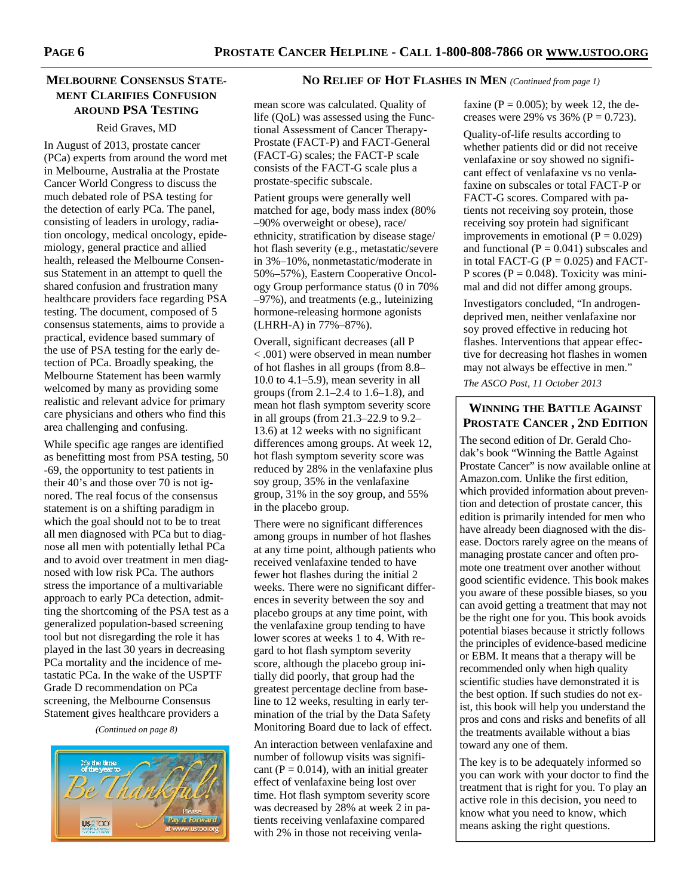## MELBOURNE CONSENSUS STATEMENT CLARIFIES CONFUSION AROUND PSA TESTING

Reid Graves, MD

In August of 2013, prostate cancer (PCa) experts from around the word met in Melbourne, Australia at the Prostate Cancer World Congress to discuss the much debated role of PSA testing for the detection of early PCa. The panel, consisting of leaders in urology, radiation oncology, medical oncology, epidemiology, general practice and allied health, released the Melbourne Consensus Statement in an attempt to quell the shared confusion and frustration many healthcare providers face regarding PSA testing. The document, composed of 5 consensus statements, aims to provide a practical, evidence based summary of the use of PSA testing for the early detection of PCa. Broadly speaking, the Melbourne Statement has been warmly welcomed by many as providing some realistic and relevant advice for primary care physicians and others who find this area challenging and confusing.

While specific age ranges are identified as benefitting most from PSA testing, 50 -69, the opportunity to test patients in their 40's and those over 70 is not ignored. The real focus of the consensus statement is on a shifting paradigm in which the goal should not be to treat all men diagnosed with PCa but to diagnose all men with potentially lethal PCa and to avoid over treatment in men diagnosed with low risk PCa. The authors stress the importance of a multivariable approach to early PCa detection, admitting the shortcoming of the PSA test as a generalized population-based screening tool but not disregarding the role it has played in the last 30 years in decreasing PCa mortality and the incidence of metastatic PCa. In the wake of the USPTF Grade D recommendation on PCa screening, the Melbourne Consensus Statement gives healthcare providers a

*(Continued on page 8)*

It's the time of the year to Be Thankful! Please Pay It Forward at www.ustoo.org

## NO RELIEF OF HOT FLASHES IN MEN *(Continued from page 1)*

mean score was calculated. Quality of life (QoL) was assessed using the Functional Assessment of Cancer Therapy-Prostate (FACT-P) and FACT-General (FACT-G) scales; the FACT-P scale consists of the FACT-G scale plus a prostate-specific subscale.

Patient groups were generally well matched for age, body mass index (80%–90% overweight or obese), race/ethnicity, stratification by disease stage/hot flash severity (e.g., metastatic/severe in 3%–10%, nonmetastatic/moderate in 50%–57%), Eastern Cooperative Oncology Group performance status (0 in 70%–97%), and treatments (e.g., luteinizing hormone-releasing hormone agonists (LHRH-A) in 77%–87%).

Overall, significant decreases (all $P < .001$) were observed in mean number of hot flashes in all groups (from 8.8–10.0 to 4.1–5.9), mean severity in all groups (from 2.1–2.4 to 1.6–1.8), and mean hot flash symptom severity score in all groups (from 21.3–22.9 to 9.2–13.6) at 12 weeks with no significant differences among groups. At week 12, hot flash symptom severity score was reduced by 28% in the venlafaxine plus soy group, 35% in the venlafaxine group, 31% in the soy group, and 55% in the placebo group.

There were no significant differences among groups in number of hot flashes at any time point, although patients who received venlafaxine tended to have fewer hot flashes during the initial 2 weeks. There were no significant differences in severity between the soy and placebo groups at any time point, with the venlafaxine group tending to have lower scores at weeks 1 to 4. With regard to hot flash symptom severity score, although the placebo group initially did poorly, that group had the greatest percentage decline from baseline to 12 weeks, resulting in early termination of the trial by the Data Safety Monitoring Board due to lack of effect.

An interaction between venlafaxine and number of followup visits was significant ($P = 0.014$), with an initial greater effect of venlafaxine being lost over time. Hot flash symptom severity score was decreased by 28% at week 2 in patients receiving venlafaxine compared with 2% in those not receiving venlafaxine ($P = 0.005$); by week 12, the decreases were 29% vs 36% ($P = 0.723$).

Quality-of-life results according to whether patients did or did not receive venlafaxine or soy showed no significant effect of venlafaxine vs no venlafaxine on subscales or total FACT-P or FACT-G scores. Compared with patients not receiving soy protein, those receiving soy protein had significant improvements in emotional ($P = 0.029$) and functional ($P = 0.041$) subscales and in total FACT-G ($P = 0.025$) and FACT-P scores ($P = 0.048$). Toxicity was minimal and did not differ among groups.

Investigators concluded, "In androgen-deprived men, neither venlafaxine nor soy proved effective in reducing hot flashes. Interventions that appear effective for decreasing hot flashes in women may not always be effective in men."

*The ASCO Post, 11 October 2013*

## WINNING THE BATTLE AGAINST PROSTATE CANCER, 2ND EDITION

The second edition of Dr. Gerald Chodak's book "Winning the Battle Against Prostate Cancer" is now available online at Amazon.com. Unlike the first edition, which provided information about prevention and detection of prostate cancer, this edition is primarily intended for men who have already been diagnosed with the disease. Doctors rarely agree on the means of managing prostate cancer and often promote one treatment over another without good scientific evidence. This book makes you aware of these possible biases, so you can avoid getting a treatment that may not be the right one for you. This book avoids potential biases because it strictly follows the principles of evidence-based medicine or EBM. It means that a therapy will be recommended only when high quality scientific studies have demonstrated it is the best option. If such studies do not exist, this book will help you understand the pros and cons and risks and benefits of all the treatments available without a bias toward any one of them.

The key is to be adequately informed so you can work with your doctor to find the treatment that is right for you. To play an active role in this decision, you need to know what you need to know, which means asking the right questions.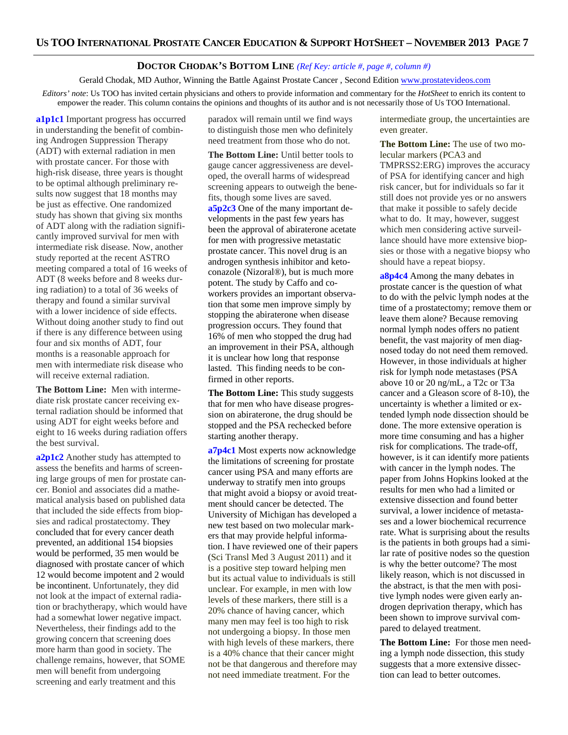## Doctor Chodak's Bottom Line *(Ref Key: article #, page #, column #)*

Gerald Chodak, MD Author, Winning the Battle Against Prostate Cancer , Second Edition www.prostatevideos.com

*Editors' note*: Us TOO has invited certain physicians and others to provide information and commentary for the *HotSheet* to enrich its content to empower the reader. This column contains the opinions and thoughts of its author and is not necessarily those of Us TOO International.

**a1p1c1** Important progress has occurred in understanding the benefit of combining Androgen Suppression Therapy (ADT) with external radiation in men with prostate cancer. For those with high-risk disease, three years is thought to be optimal although preliminary results now suggest that 18 months may be just as effective. One randomized study has shown that giving six months of ADT along with the radiation significantly improved survival for men with intermediate risk disease. Now, another study reported at the recent ASTRO meeting compared a total of 16 weeks of ADT (8 weeks before and 8 weeks during radiation) to a total of 36 weeks of therapy and found a similar survival with a lower incidence of side effects. Without doing another study to find out if there is any difference between using four and six months of ADT, four months is a reasonable approach for men with intermediate risk disease who will receive external radiation.

**The Bottom Line:** Men with intermediate risk prostate cancer receiving external radiation should be informed that using ADT for eight weeks before and eight to 16 weeks during radiation offers the best survival.

**a2p1c2** Another study has attempted to assess the benefits and harms of screening large groups of men for prostate cancer. Boniol and associates did a mathematical analysis based on published data that included the side effects from biopsies and radical prostatectomy. They concluded that for every cancer death prevented, an additional 154 biopsies would be performed, 35 men would be diagnosed with prostate cancer of which 12 would become impotent and 2 would be incontinent. Unfortunately, they did not look at the impact of external radiation or brachytherapy, which would have had a somewhat lower negative impact. Nevertheless, their findings add to the growing concern that screening does more harm than good in society. The challenge remains, however, that SOME men will benefit from undergoing screening and early treatment and this paradox will remain until we find ways to distinguish those men who definitely need treatment from those who do not.

**The Bottom Line:** Until better tools to gauge cancer aggressiveness are developed, the overall harms of widespread screening appears to outweigh the benefits, though some lives are saved.

**a5p2c3** One of the many important developments in the past few years has been the approval of abiraterone acetate for men with progressive metastatic prostate cancer. This novel drug is an androgen synthesis inhibitor and ketoconazole (Nizoral®), but is much more potent. The study by Caffo and coworkers provides an important observation that some men improve simply by stopping the abiraterone when disease progression occurs. They found that 16% of men who stopped the drug had an improvement in their PSA, although it is unclear how long that response lasted. This finding needs to be confirmed in other reports.

**The Bottom Line:** This study suggests that for men who have disease progression on abiraterone, the drug should be stopped and the PSA rechecked before starting another therapy.

**a7p4c1** Most experts now acknowledge the limitations of screening for prostate cancer using PSA and many efforts are underway to stratify men into groups that might avoid a biopsy or avoid treatment should cancer be detected. The University of Michigan has developed a new test based on two molecular markers that may provide helpful information. I have reviewed one of their papers (Sci Transl Med 3 August 2011) and it is a positive step toward helping men but its actual value to individuals is still unclear. For example, in men with low levels of these markers, there still is a 20% chance of having cancer, which many men may feel is too high to risk not undergoing a biopsy. In those men with high levels of these markers, there is a 40% chance that their cancer might not be that dangerous and therefore may not need immediate treatment. For the intermediate group, the uncertainties are even greater.

**The Bottom Line:** The use of two molecular markers (PCA3 and TMPRSS2:ERG) improves the accuracy of PSA for identifying cancer and high risk cancer, but for individuals so far it still does not provide yes or no answers that make it possible to safely decide what to do. It may, however, suggest which men considering active surveillance should have more extensive biopsies or those with a negative biopsy who should have a repeat biopsy.

**a8p4c4** Among the many debates in prostate cancer is the question of what to do with the pelvic lymph nodes at the time of a prostatectomy; remove them or leave them alone? Because removing normal lymph nodes offers no patient benefit, the vast majority of men diagnosed today do not need them removed. However, in those individuals at higher risk for lymph node metastases (PSA above 10 or 20 ng/mL, a T2c or T3a cancer and a Gleason score of 8-10), the uncertainty is whether a limited or extended lymph node dissection should be done. The more extensive operation is more time consuming and has a higher risk for complications. The trade-off, however, is it can identify more patients with cancer in the lymph nodes. The paper from Johns Hopkins looked at the results for men who had a limited or extensive dissection and found better survival, a lower incidence of metastases and a lower biochemical recurrence rate. What is surprising about the results is the patients in both groups had a similar rate of positive nodes so the question is why the better outcome? The most likely reason, which is not discussed in the abstract, is that the men with positive lymph nodes were given early androgen deprivation therapy, which has been shown to improve survival compared to delayed treatment.

**The Bottom Line:** For those men needing a lymph node dissection, this study suggests that a more extensive dissection can lead to better outcomes.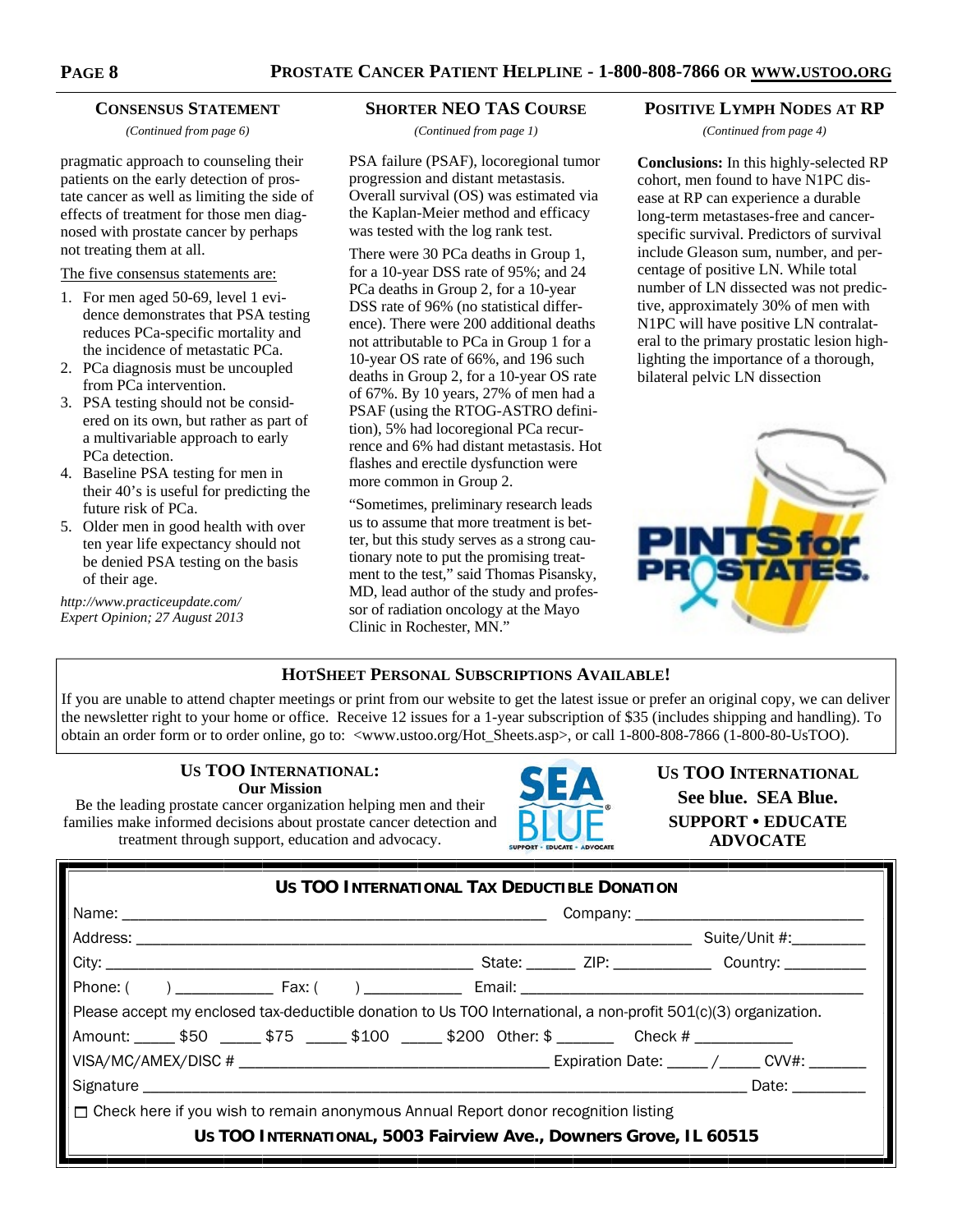### CONSENSUS STATEMENT

*(Continued from page 6)*

pragmatic approach to counseling their patients on the early detection of prostate cancer as well as limiting the side of effects of treatment for those men diagnosed with prostate cancer by perhaps not treating them at all.

The five consensus statements are:

1. For men aged 50-69, level 1 evidence demonstrates that PSA testing reduces PCa-specific mortality and the incidence of metastatic PCa.
2. PCa diagnosis must be uncoupled from PCa intervention.
3. PSA testing should not be considered on its own, but rather as part of a multivariable approach to early PCa detection.
4. Baseline PSA testing for men in their 40's is useful for predicting the future risk of PCa.
5. Older men in good health with over ten year life expectancy should not be denied PSA testing on the basis of their age.

*http://www.practiceupdate.com/ Expert Opinion; 27 August 2013*

### SHORTER NEO TAS COURSE

*(Continued from page 1)*

PSA failure (PSAF), locoregional tumor progression and distant metastasis. Overall survival (OS) was estimated via the Kaplan-Meier method and efficacy was tested with the log rank test.

There were 30 PCa deaths in Group 1, for a 10-year DSS rate of 95%; and 24 PCa deaths in Group 2, for a 10-year DSS rate of 96% (no statistical difference). There were 200 additional deaths not attributable to PCa in Group 1 for a 10-year OS rate of 66%, and 196 such deaths in Group 2, for a 10-year OS rate of 67%. By 10 years, 27% of men had a PSAF (using the RTOG-ASTRO definition), 5% had locoregional PCa recurrence and 6% had distant metastasis. Hot flashes and erectile dysfunction were more common in Group 2.

"Sometimes, preliminary research leads us to assume that more treatment is better, but this study serves as a strong cautionary note to put the promising treatment to the test," said Thomas Pisansky, MD, lead author of the study and professor of radiation oncology at the Mayo Clinic in Rochester, MN."

### POSITIVE LYMPH NODES AT RP

*(Continued from page 4)*

**Conclusions:** In this highly-selected RP cohort, men found to have N1PC disease at RP can experience a durable long-term metastases-free and cancer-specific survival. Predictors of survival include Gleason sum, number, and percentage of positive LN. While total number of LN dissected was not predictive, approximately 30% of men with N1PC will have positive LN contralateral to the primary prostatic lesion highlighting the importance of a thorough, bilateral pelvic LN dissection

PINTS for PROSTATES.

### HOTSHEET PERSONAL SUBSCRIPTIONS AVAILABLE!

If you are unable to attend chapter meetings or print from our website to get the latest issue or prefer an original copy, we can deliver the newsletter right to your home or office. Receive 12 issues for a 1-year subscription of $35 (includes shipping and handling). To obtain an order form or to order online, go to: <www.ustoo.org/Hot_Sheets.asp>, or call 1-800-808-7866 (1-800-80-UsTOO).

**US TOO INTERNATIONAL: Our Mission**

Be the leading prostate cancer organization helping men and their families make informed decisions about prostate cancer detection and treatment through support, education and advocacy.

SEA BLUE® SUPPORT • EDUCATE • ADVOCATE

**US TOO INTERNATIONAL**
**See blue. SEA Blue.**
**SUPPORT • EDUCATE ADVOCATE**

### US TOO INTERNATIONAL TAX DEDUCTIBLE DONATION

Name: ______________________________ Company: ______________________

Address: ______________________________________ Suite/Unit #: ________

City: ___________________________ State: ______ ZIP: ___________ Country: _________

Phone: ( ) ___________ Fax: ( ) ___________ Email: ______________________________

Please accept my enclosed tax-deductible donation to Us TOO International, a non-profit 501(c)(3) organization.

Amount: _____ $50 _____ $75 _____ $100 _____ $200 Other: $ _______ Check # ___________

VISA/MC/AMEX/DISC # ______________________ Expiration Date: _____ /_____ CVV#: _______

Signature ____________________________________________ Date: _________

☐ Check here if you wish to remain anonymous Annual Report donor recognition listing

**US TOO INTERNATIONAL, 5003 Fairview Ave., Downers Grove, IL 60515**